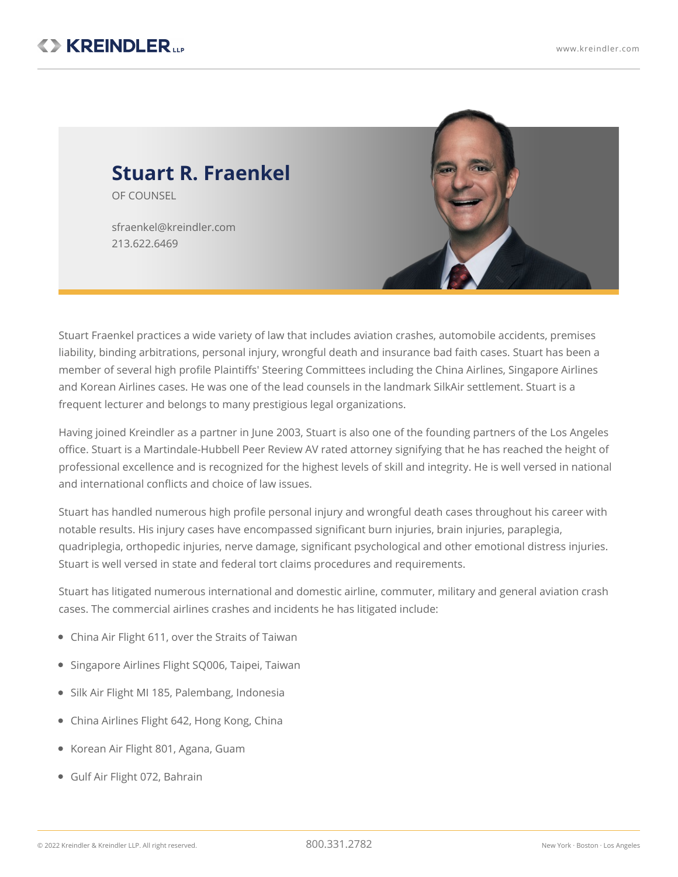# Stuart R. Fraenkel

OF COUNSEL

sfraenkel@kreindler.com
213.622.6469

Stuart Fraenkel practices a wide variety of law that includes aviation crashes, automobile accidents, premises liability, binding arbitrations, personal injury, wrongful death and insurance bad faith cases. Stuart has been a member of several high profile Plaintiffs' Steering Committees including the China Airlines, Singapore Airlines and Korean Airlines cases. He was one of the lead counsels in the landmark SilkAir settlement. Stuart is a frequent lecturer and belongs to many prestigious legal organizations.

Having joined Kreindler as a partner in June 2003, Stuart is also one of the founding partners of the Los Angeles office. Stuart is a Martindale-Hubbell Peer Review AV rated attorney signifying that he has reached the height of professional excellence and is recognized for the highest levels of skill and integrity. He is well versed in national and international conflicts and choice of law issues.

Stuart has handled numerous high profile personal injury and wrongful death cases throughout his career with notable results. His injury cases have encompassed significant burn injuries, brain injuries, paraplegia, quadriplegia, orthopedic injuries, nerve damage, significant psychological and other emotional distress injuries. Stuart is well versed in state and federal tort claims procedures and requirements.

Stuart has litigated numerous international and domestic airline, commuter, military and general aviation crash cases. The commercial airlines crashes and incidents he has litigated include:

- China Air Flight 611, over the Straits of Taiwan
- Singapore Airlines Flight SQ006, Taipei, Taiwan
- Silk Air Flight MI 185, Palembang, Indonesia
- China Airlines Flight 642, Hong Kong, China
- Korean Air Flight 801, Agana, Guam
- Gulf Air Flight 072, Bahrain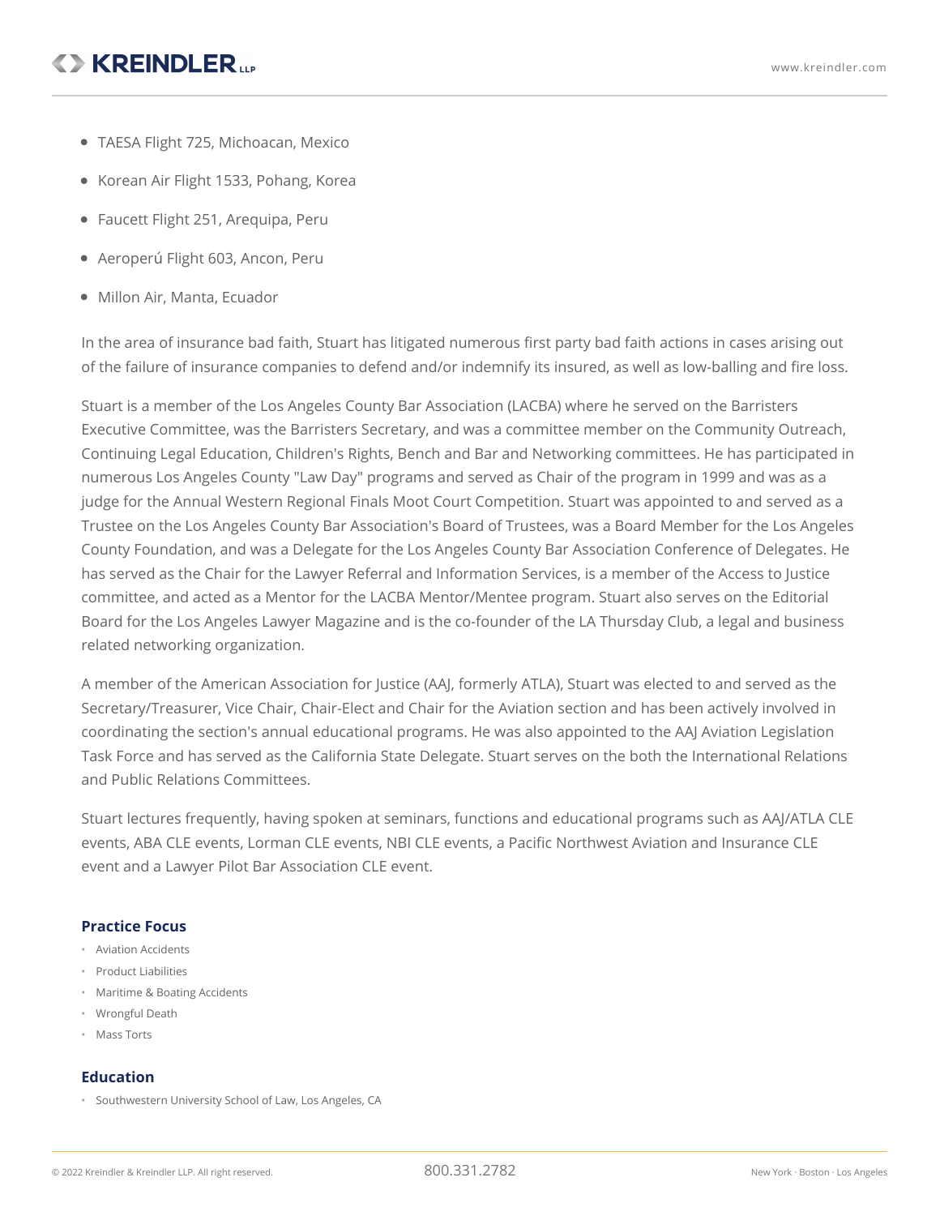- TAESA Flight 725, Michoacan, Mexico
- Korean Air Flight 1533, Pohang, Korea
- Faucett Flight 251, Arequipa, Peru
- Aeroperú Flight 603, Ancon, Peru
- Millon Air, Manta, Ecuador

In the area of insurance bad faith, Stuart has litigated numerous first party bad faith actions in cases arising out of the failure of insurance companies to defend and/or indemnify its insured, as well as low-balling and fire loss.

Stuart is a member of the Los Angeles County Bar Association (LACBA) where he served on the Barristers Executive Committee, was the Barristers Secretary, and was a committee member on the Community Outreach, Continuing Legal Education, Children's Rights, Bench and Bar and Networking committees. He has participated in numerous Los Angeles County "Law Day" programs and served as Chair of the program in 1999 and was as a judge for the Annual Western Regional Finals Moot Court Competition. Stuart was appointed to and served as a Trustee on the Los Angeles County Bar Association's Board of Trustees, was a Board Member for the Los Angeles County Foundation, and was a Delegate for the Los Angeles County Bar Association Conference of Delegates. He has served as the Chair for the Lawyer Referral and Information Services, is a member of the Access to Justice committee, and acted as a Mentor for the LACBA Mentor/Mentee program. Stuart also serves on the Editorial Board for the Los Angeles Lawyer Magazine and is the co-founder of the LA Thursday Club, a legal and business related networking organization.

A member of the American Association for Justice (AAJ, formerly ATLA), Stuart was elected to and served as the Secretary/Treasurer, Vice Chair, Chair-Elect and Chair for the Aviation section and has been actively involved in coordinating the section's annual educational programs. He was also appointed to the AAJ Aviation Legislation Task Force and has served as the California State Delegate. Stuart serves on the both the International Relations and Public Relations Committees.

Stuart lectures frequently, having spoken at seminars, functions and educational programs such as AAJ/ATLA CLE events, ABA CLE events, Lorman CLE events, NBI CLE events, a Pacific Northwest Aviation and Insurance CLE event and a Lawyer Pilot Bar Association CLE event.

### Practice Focus

- Aviation Accidents
- Product Liabilities
- Maritime & Boating Accidents
- Wrongful Death
- Mass Torts

### Education

- Southwestern University School of Law, Los Angeles, CA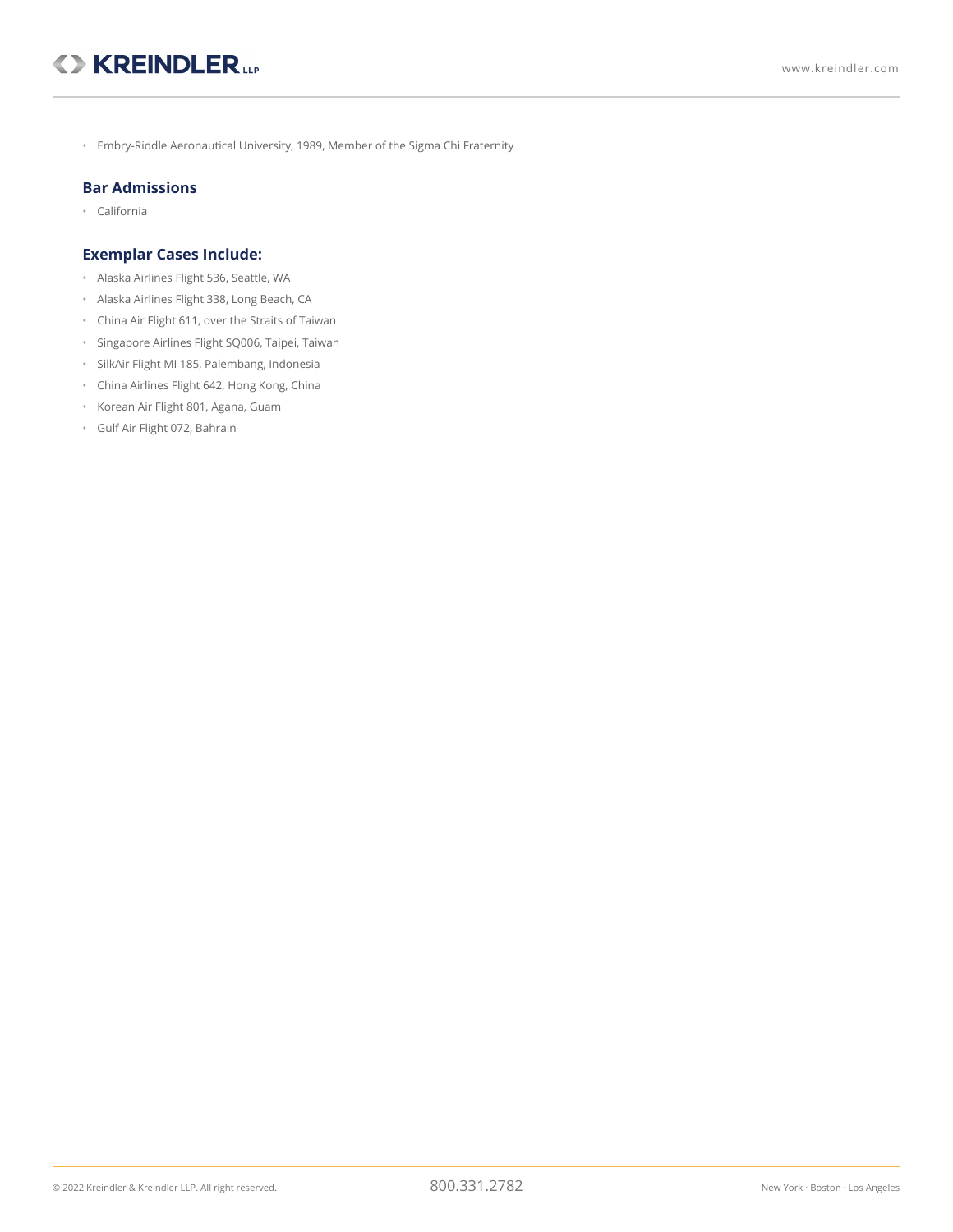- Embry-Riddle Aeronautical University, 1989, Member of the Sigma Chi Fraternity

### Bar Admissions

- California

### Exemplar Cases Include:

- Alaska Airlines Flight 536, Seattle, WA
- Alaska Airlines Flight 338, Long Beach, CA
- China Air Flight 611, over the Straits of Taiwan
- Singapore Airlines Flight SQ006, Taipei, Taiwan
- SilkAir Flight MI 185, Palembang, Indonesia
- China Airlines Flight 642, Hong Kong, China
- Korean Air Flight 801, Agana, Guam
- Gulf Air Flight 072, Bahrain